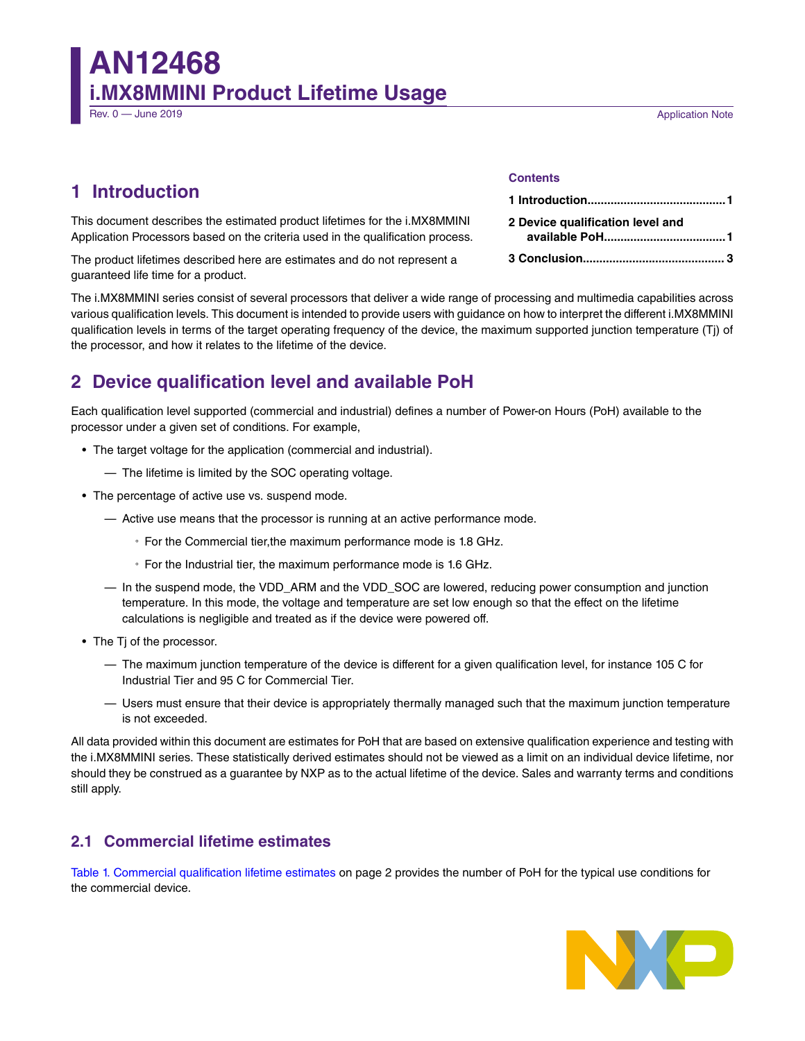# AN12468
## i.MX8MMINI Product Lifetime Usage

Rev. 0 — June 2019 Application Note

## 1 Introduction

This document describes the estimated product lifetimes for the i.MX8MMINI Application Processors based on the criteria used in the qualification process.

The product lifetimes described here are estimates and do not represent a guaranteed life time for a product.

**Contents**

- 1 Introduction.......................................... 1
- 2 Device qualification level and available PoH.................................... 1
- 3 Conclusion.......................................... 3

The i.MX8MMINI series consist of several processors that deliver a wide range of processing and multimedia capabilities across various qualification levels. This document is intended to provide users with guidance on how to interpret the different i.MX8MMINI qualification levels in terms of the target operating frequency of the device, the maximum supported junction temperature (Tj) of the processor, and how it relates to the lifetime of the device.

## 2 Device qualification level and available PoH

Each qualification level supported (commercial and industrial) defines a number of Power-on Hours (PoH) available to the processor under a given set of conditions. For example,

- The target voltage for the application (commercial and industrial).
  - — The lifetime is limited by the SOC operating voltage.
- The percentage of active use vs. suspend mode.
  - — Active use means that the processor is running at an active performance mode.
    - For the Commercial tier,the maximum performance mode is 1.8 GHz.
    - For the Industrial tier, the maximum performance mode is 1.6 GHz.
  - — In the suspend mode, the VDD_ARM and the VDD_SOC are lowered, reducing power consumption and junction temperature. In this mode, the voltage and temperature are set low enough so that the effect on the lifetime calculations is negligible and treated as if the device were powered off.
- The Tj of the processor.
  - — The maximum junction temperature of the device is different for a given qualification level, for instance 105 C for Industrial Tier and 95 C for Commercial Tier.
  - — Users must ensure that their device is appropriately thermally managed such that the maximum junction temperature is not exceeded.

All data provided within this document are estimates for PoH that are based on extensive qualification experience and testing with the i.MX8MMINI series. These statistically derived estimates should not be viewed as a limit on an individual device lifetime, nor should they be construed as a guarantee by NXP as to the actual lifetime of the device. Sales and warranty terms and conditions still apply.

### 2.1 Commercial lifetime estimates

Table 1. Commercial qualification lifetime estimates on page 2 provides the number of PoH for the typical use conditions for the commercial device.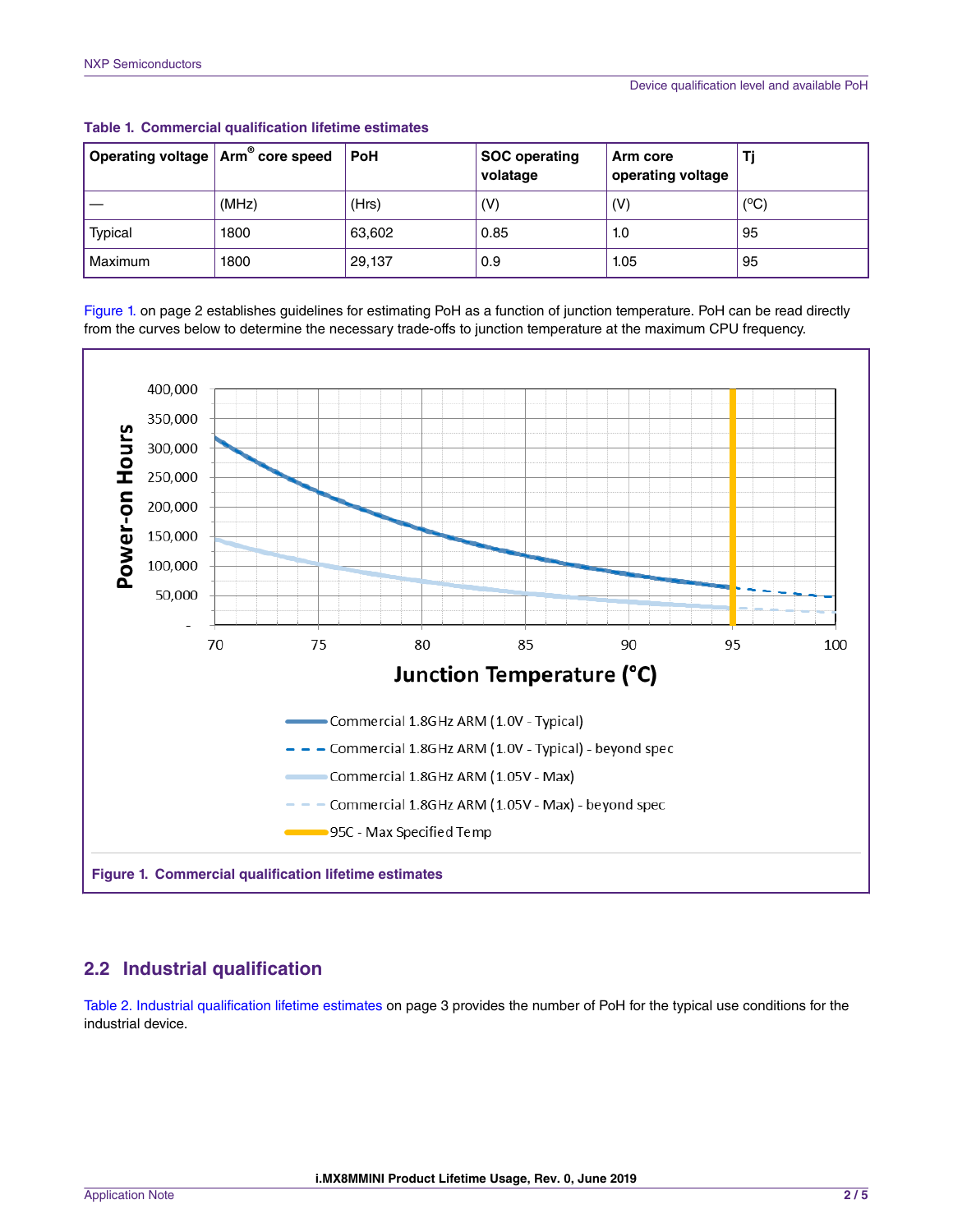**Table 1. Commercial qualification lifetime estimates**

| Operating voltage | Arm® core speed | PoH | SOC operating volatage | Arm core operating voltage | Tj |
|---|---|---|---|---|---|
| — | (MHz) | (Hrs) | (V) | (V) | (ºC) |
| Typical | 1800 | 63,602 | 0.85 | 1.0 | 95 |
| Maximum | 1800 | 29,137 | 0.9 | 1.05 | 95 |

Figure 1. on page 2 establishes guidelines for estimating PoH as a function of junction temperature. PoH can be read directly from the curves below to determine the necessary trade-offs to junction temperature at the maximum CPU frequency.

**Figure 1. Commercial qualification lifetime estimates**

## 2.2 Industrial qualification

Table 2. Industrial qualification lifetime estimates on page 3 provides the number of PoH for the typical use conditions for the industrial device.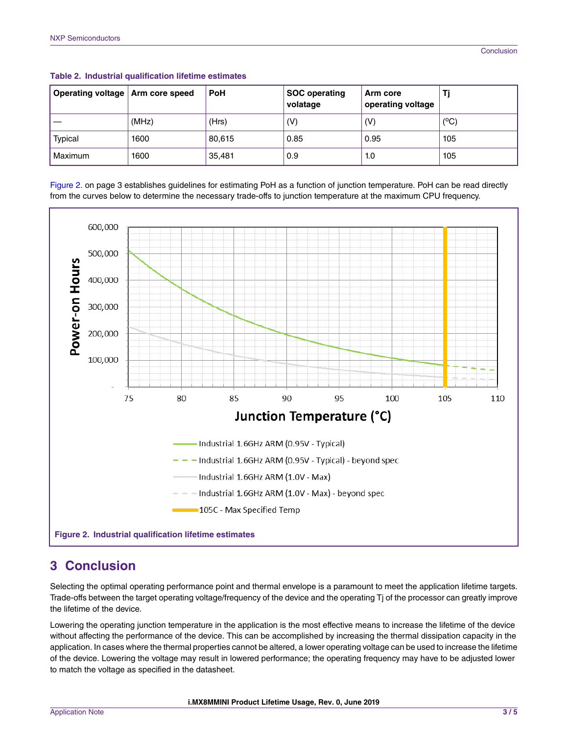**Table 2. Industrial qualification lifetime estimates**

| Operating voltage | Arm core speed | PoH | SOC operating volatage | Arm core operating voltage | Tj |
|---|---|---|---|---|---|
| — | (MHz) | (Hrs) | (V) | (V) | (ºC) |
| Typical | 1600 | 80,615 | 0.85 | 0.95 | 105 |
| Maximum | 1600 | 35,481 | 0.9 | 1.0 | 105 |

Figure 2. on page 3 establishes guidelines for estimating PoH as a function of junction temperature. PoH can be read directly from the curves below to determine the necessary trade-offs to junction temperature at the maximum CPU frequency.

**Figure 2. Industrial qualification lifetime estimates**

## 3 Conclusion

Selecting the optimal operating performance point and thermal envelope is a paramount to meet the application lifetime targets. Trade-offs between the target operating voltage/frequency of the device and the operating Tj of the processor can greatly improve the lifetime of the device.

Lowering the operating junction temperature in the application is the most effective means to increase the lifetime of the device without affecting the performance of the device. This can be accomplished by increasing the thermal dissipation capacity in the application. In cases where the thermal properties cannot be altered, a lower operating voltage can be used to increase the lifetime of the device. Lowering the voltage may result in lowered performance; the operating frequency may have to be adjusted lower to match the voltage as specified in the datasheet.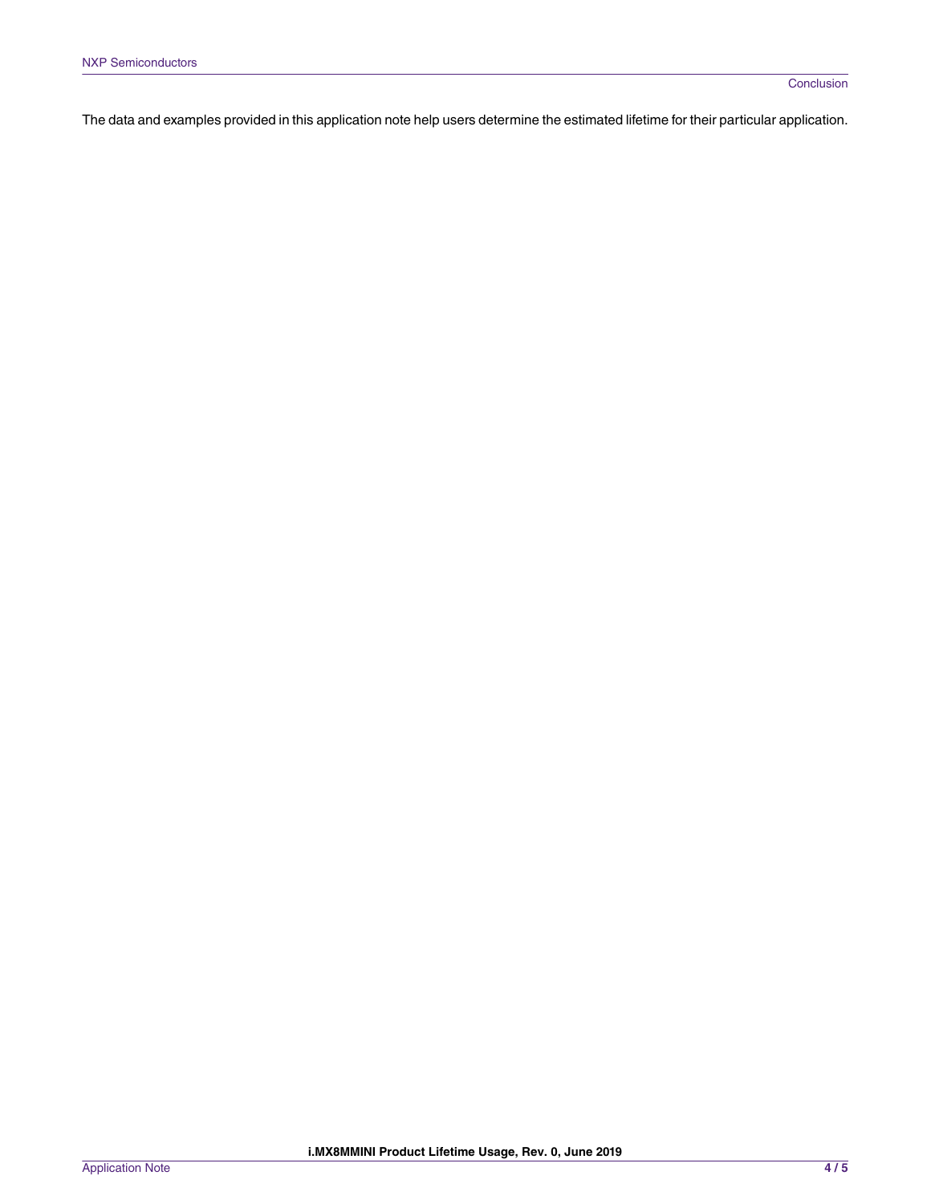The data and examples provided in this application note help users determine the estimated lifetime for their particular application.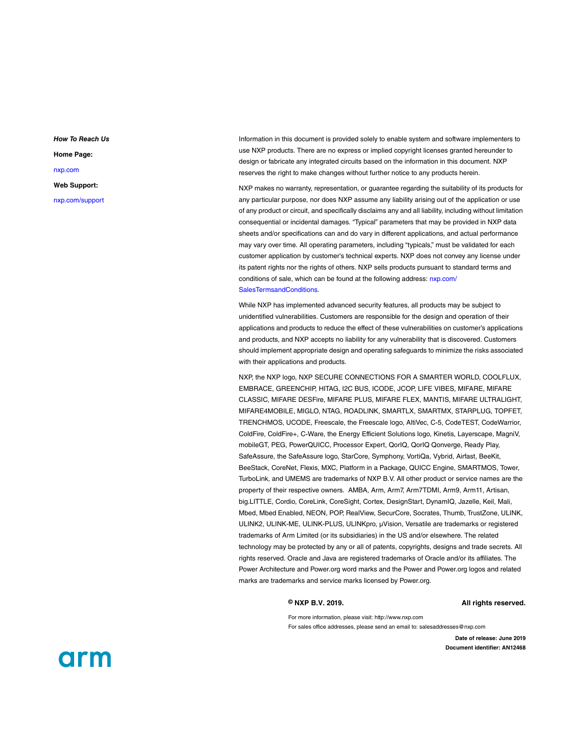***How To Reach Us***

**Home Page:**

nxp.com

**Web Support:**

nxp.com/support

Information in this document is provided solely to enable system and software implementers to use NXP products. There are no express or implied copyright licenses granted hereunder to design or fabricate any integrated circuits based on the information in this document. NXP reserves the right to make changes without further notice to any products herein.

NXP makes no warranty, representation, or guarantee regarding the suitability of its products for any particular purpose, nor does NXP assume any liability arising out of the application or use of any product or circuit, and specifically disclaims any and all liability, including without limitation consequential or incidental damages. “Typical” parameters that may be provided in NXP data sheets and/or specifications can and do vary in different applications, and actual performance may vary over time. All operating parameters, including “typicals,” must be validated for each customer application by customer's technical experts. NXP does not convey any license under its patent rights nor the rights of others. NXP sells products pursuant to standard terms and conditions of sale, which can be found at the following address: nxp.com/SalesTermsandConditions.

While NXP has implemented advanced security features, all products may be subject to unidentified vulnerabilities. Customers are responsible for the design and operation of their applications and products to reduce the effect of these vulnerabilities on customer’s applications and products, and NXP accepts no liability for any vulnerability that is discovered. Customers should implement appropriate design and operating safeguards to minimize the risks associated with their applications and products.

NXP, the NXP logo, NXP SECURE CONNECTIONS FOR A SMARTER WORLD, COOLFLUX, EMBRACE, GREENCHIP, HITAG, I2C BUS, ICODE, JCOP, LIFE VIBES, MIFARE, MIFARE CLASSIC, MIFARE DESFire, MIFARE PLUS, MIFARE FLEX, MANTIS, MIFARE ULTRALIGHT, MIFARE4MOBILE, MIGLO, NTAG, ROADLINK, SMARTLX, SMARTMX, STARPLUG, TOPFET, TRENCHMOS, UCODE, Freescale, the Freescale logo, AltiVec, C-5, CodeTEST, CodeWarrior, ColdFire, ColdFire+, C-Ware, the Energy Efficient Solutions logo, Kinetis, Layerscape, MagniV, mobileGT, PEG, PowerQUICC, Processor Expert, QorIQ, QorIQ Qonverge, Ready Play, SafeAssure, the SafeAssure logo, StarCore, Symphony, VortiQa, Vybrid, Airfast, BeeKit, BeeStack, CoreNet, Flexis, MXC, Platform in a Package, QUICC Engine, SMARTMOS, Tower, TurboLink, and UMEMS are trademarks of NXP B.V. All other product or service names are the property of their respective owners. AMBA, Arm, Arm7, Arm7TDMI, Arm9, Arm11, Artisan, big.LITTLE, Cordio, CoreLink, CoreSight, Cortex, DesignStart, DynamIQ, Jazelle, Keil, Mali, Mbed, Mbed Enabled, NEON, POP, RealView, SecurCore, Socrates, Thumb, TrustZone, ULINK, ULINK2, ULINK-ME, ULINK-PLUS, ULINKpro, µVision, Versatile are trademarks or registered trademarks of Arm Limited (or its subsidiaries) in the US and/or elsewhere. The related technology may be protected by any or all of patents, copyrights, designs and trade secrets. All rights reserved. Oracle and Java are registered trademarks of Oracle and/or its affiliates. The Power Architecture and Power.org word marks and the Power and Power.org logos and related marks are trademarks and service marks licensed by Power.org.

**© NXP B.V. 2019. All rights reserved.**

For more information, please visit: http://www.nxp.com
For sales office addresses, please send an email to: salesaddresses@nxp.com

**Date of release: June 2019**
**Document identifier: AN12468**

arm